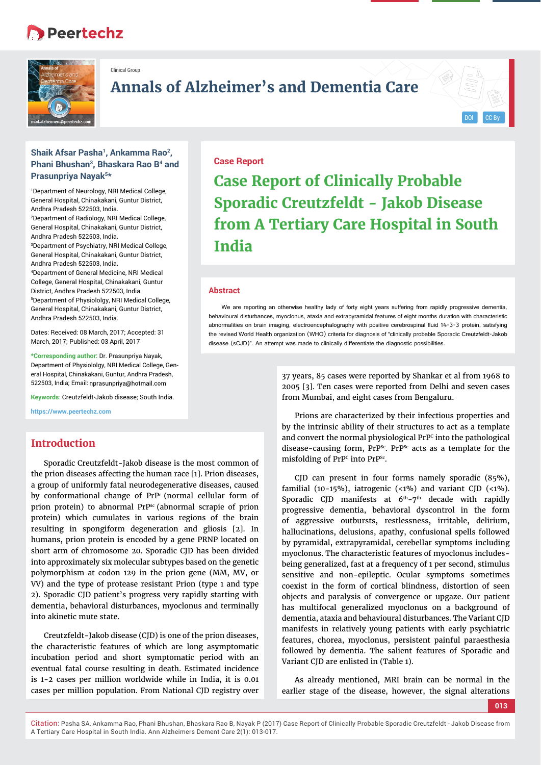Clinical Group

# Annals of Alzheimer's and Dementia Care

**Shaik Afsar Pasha[1], Ankamma Rao[2], Phani Bhushan[3], Bhaskara Rao B[4] and Prasunpriya Nayak[5]***

[1]Department of Neurology, NRI Medical College, General Hospital, Chinakakani, Guntur District, Andhra Pradesh 522503, India.
[2]Department of Radiology, NRI Medical College, General Hospital, Chinakakani, Guntur District, Andhra Pradesh 522503, India.
[3]Department of Psychiatry, NRI Medical College, General Hospital, Chinakakani, Guntur District, Andhra Pradesh 522503, India.
[4]Department of General Medicine, NRI Medical College, General Hospital, Chinakakani, Guntur District, Andhra Pradesh 522503, India.
[5]Department of Physiololgy, NRI Medical College, General Hospital, Chinakakani, Guntur District, Andhra Pradesh 522503, India.

Dates: Received: 08 March, 2017; Accepted: 31 March, 2017; Published: 03 April, 2017

***Corresponding author:** Dr. Prasunpriya Nayak, Department of Physiololgy, NRI Medical College, General Hospital, Chinakakani, Guntur, Andhra Pradesh, 522503, India; Email: nprasunpriya@hotmail.com

**Keywords:** Creutzfeldt-Jakob disease; South India.

https://www.peertechz.com

**Case Report**

# Case Report of Clinically Probable Sporadic Creutzfeldt - Jakob Disease from A Tertiary Care Hospital in South India

## Abstract

We are reporting an otherwise healthy lady of forty eight years suffering from rapidly progressive dementia, behavioral disturbances, myoclonus, ataxia and extrapyramidal features of eight months duration with characteristic abnormalities on brain imaging, electroencephalography with positive cerebrospinal fluid 14-3-3 protein, satisfying the revised World Health organization (WHO) criteria for diagnosis of "clinically probable Sporadic Creutzfeldt-Jakob disease (sCJD)". An attempt was made to clinically differentiate the diagnostic possibilities.

## Introduction

Sporadic Creutzfeldt-Jakob disease is the most common of the prion diseases affecting the human race [1]. Prion diseases, a group of uniformly fatal neurodegenerative diseases, caused by conformational change of $PrP^{c}$ (normal cellular form of prion protein) to abnormal $PrP^{sc}$ (abnormal scrapie of prion protein) which cumulates in various regions of the brain resulting in spongiform degeneration and gliosis [2]. In humans, prion protein is encoded by a gene PRNP located on short arm of chromosome 20. Sporadic CJD has been divided into approximately six molecular subtypes based on the genetic polymorphism at codon 129 in the prion gene (MM, MV, or VV) and the type of protease resistant Prion (type 1 and type 2). Sporadic CJD patient's progress very rapidly starting with dementia, behavioral disturbances, myoclonus and terminally into akinetic mute state.

Creutzfeldt-Jakob disease (CJD) is one of the prion diseases, the characteristic features of which are long asymptomatic incubation period and short symptomatic period with an eventual fatal course resulting in death. Estimated incidence is 1-2 cases per million worldwide while in India, it is 0.01 cases per million population. From National CJD registry over 37 years, 85 cases were reported by Shankar et al from 1968 to 2005 [3]. Ten cases were reported from Delhi and seven cases from Mumbai, and eight cases from Bengaluru.

Prions are characterized by their infectious properties and by the intrinsic ability of their structures to act as a template and convert the normal physiological $PrP^{c}$ into the pathological disease-causing form, $PrP^{Sc}$. $PrP^{Sc}$ acts as a template for the misfolding of $PrP^{c}$ into $PrP^{Sc}$.

CJD can present in four forms namely sporadic (85%), familial (10-15%), iatrogenic (<1%) and variant CJD (<1%). Sporadic CJD manifests at $6^{th}$-$7^{th}$ decade with rapidly progressive dementia, behavioral dyscontrol in the form of aggressive outbursts, restlessness, irritable, delirium, hallucinations, delusions, apathy, confusional spells followed by pyramidal, extrapyramidal, cerebellar symptoms including myoclonus. The characteristic features of myoclonus includes-being generalized, fast at a frequency of 1 per second, stimulus sensitive and non-epileptic. Ocular symptoms sometimes coexist in the form of cortical blindness, distortion of seen objects and paralysis of convergence or upgaze. Our patient has multifocal generalized myoclonus on a background of dementia, ataxia and behavioural disturbances. The Variant CJD manifests in relatively young patients with early psychiatric features, chorea, myoclonus, persistent painful paraesthesia followed by dementia. The salient features of Sporadic and Variant CJD are enlisted in (Table 1).

As already mentioned, MRI brain can be normal in the earlier stage of the disease, however, the signal alterations

Citation: Pasha SA, Ankamma Rao, Phani Bhushan, Bhaskara Rao B, Nayak P (2017) Case Report of Clinically Probable Sporadic Creutzfeldt - Jakob Disease from A Tertiary Care Hospital in South India. Ann Alzheimers Dement Care 2(1): 013-017.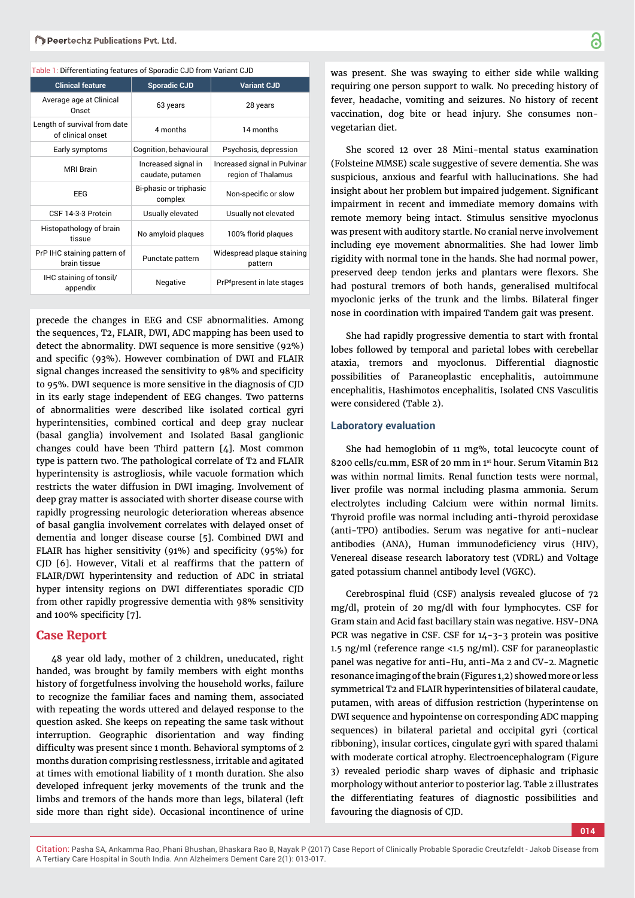Table 1: Differentiating features of Sporadic CJD from Variant CJD

| Clinical feature | Sporadic CJD | Variant CJD |
|---|---|---|
| Average age at Clinical Onset | 63 years | 28 years |
| Length of survival from date of clinical onset | 4 months | 14 months |
| Early symptoms | Cognition, behavioural | Psychosis, depression |
| MRI Brain | Increased signal in caudate, putamen | Increased signal in Pulvinar region of Thalamus |
| EEG | Bi-phasic or triphasic complex | Non-specific or slow |
| CSF 14-3-3 Protein | Usually elevated | Usually not elevated |
| Histopathology of brain tissue | No amyloid plaques | 100% florid plaques |
| PrP IHC staining pattern of brain tissue | Punctate pattern | Widespread plaque staining pattern |
| IHC staining of tonsil/ appendix | Negative | $PrP^{d}$present in late stages |

precede the changes in EEG and CSF abnormalities. Among the sequences, T2, FLAIR, DWI, ADC mapping has been used to detect the abnormality. DWI sequence is more sensitive (92%) and specific (93%). However combination of DWI and FLAIR signal changes increased the sensitivity to 98% and specificity to 95%. DWI sequence is more sensitive in the diagnosis of CJD in its early stage independent of EEG changes. Two patterns of abnormalities were described like isolated cortical gyri hyperintensities, combined cortical and deep gray nuclear (basal ganglia) involvement and Isolated Basal ganglionic changes could have been Third pattern [4]. Most common type is pattern two. The pathological correlate of T2 and FLAIR hyperintensity is astrogliosis, while vacuole formation which restricts the water diffusion in DWI imaging. Involvement of deep gray matter is associated with shorter disease course with rapidly progressing neurologic deterioration whereas absence of basal ganglia involvement correlates with delayed onset of dementia and longer disease course [5]. Combined DWI and FLAIR has higher sensitivity (91%) and specificity (95%) for CJD [6]. However, Vitali et al reaffirms that the pattern of FLAIR/DWI hyperintensity and reduction of ADC in striatal hyper intensity regions on DWI differentiates sporadic CJD from other rapidly progressive dementia with 98% sensitivity and 100% specificity [7].

## Case Report

48 year old lady, mother of 2 children, uneducated, right handed, was brought by family members with eight months history of forgetfulness involving the household works, failure to recognize the familiar faces and naming them, associated with repeating the words uttered and delayed response to the question asked. She keeps on repeating the same task without interruption. Geographic disorientation and way finding difficulty was present since 1 month. Behavioral symptoms of 2 months duration comprising restlessness, irritable and agitated at times with emotional liability of 1 month duration. She also developed infrequent jerky movements of the trunk and the limbs and tremors of the hands more than legs, bilateral (left side more than right side). Occasional incontinence of urine was present. She was swaying to either side while walking requiring one person support to walk. No preceding history of fever, headache, vomiting and seizures. No history of recent vaccination, dog bite or head injury. She consumes non-vegetarian diet.

She scored 12 over 28 Mini-mental status examination (Folsteine MMSE) scale suggestive of severe dementia. She was suspicious, anxious and fearful with hallucinations. She had insight about her problem but impaired judgement. Significant impairment in recent and immediate memory domains with remote memory being intact. Stimulus sensitive myoclonus was present with auditory startle. No cranial nerve involvement including eye movement abnormalities. She had lower limb rigidity with normal tone in the hands. She had normal power, preserved deep tendon jerks and plantars were flexors. She had postural tremors of both hands, generalised multifocal myoclonic jerks of the trunk and the limbs. Bilateral finger nose in coordination with impaired Tandem gait was present.

She had rapidly progressive dementia to start with frontal lobes followed by temporal and parietal lobes with cerebellar ataxia, tremors and myoclonus. Differential diagnostic possibilities of Paraneoplastic encephalitis, autoimmune encephalitis, Hashimotos encephalitis, Isolated CNS Vasculitis were considered (Table 2).

### Laboratory evaluation

She had hemoglobin of 11 mg%, total leucocyte count of 8200 cells/cu.mm, ESR of 20 mm in 1st hour. Serum Vitamin B12 was within normal limits. Renal function tests were normal, liver profile was normal including plasma ammonia. Serum electrolytes including Calcium were within normal limits. Thyroid profile was normal including anti-thyroid peroxidase (anti-TPO) antibodies. Serum was negative for anti-nuclear antibodies (ANA), Human immunodeficiency virus (HIV), Venereal disease research laboratory test (VDRL) and Voltage gated potassium channel antibody level (VGKC).

Cerebrospinal fluid (CSF) analysis revealed glucose of 72 mg/dl, protein of 20 mg/dl with four lymphocytes. CSF for Gram stain and Acid fast bacillary stain was negative. HSV-DNA PCR was negative in CSF. CSF for 14-3-3 protein was positive 1.5 ng/ml (reference range <1.5 ng/ml). CSF for paraneoplastic panel was negative for anti-Hu, anti-Ma 2 and CV-2. Magnetic resonance imaging of the brain (Figures 1,2) showed more or less symmetrical T2 and FLAIR hyperintensities of bilateral caudate, putamen, with areas of diffusion restriction (hyperintense on DWI sequence and hypointense on corresponding ADC mapping sequences) in bilateral parietal and occipital gyri (cortical ribboning), insular cortices, cingulate gyri with spared thalami with moderate cortical atrophy. Electroencephalogram (Figure 3) revealed periodic sharp waves of diphasic and triphasic morphology without anterior to posterior lag. Table 2 illustrates the differentiating features of diagnostic possibilities and favouring the diagnosis of CJD.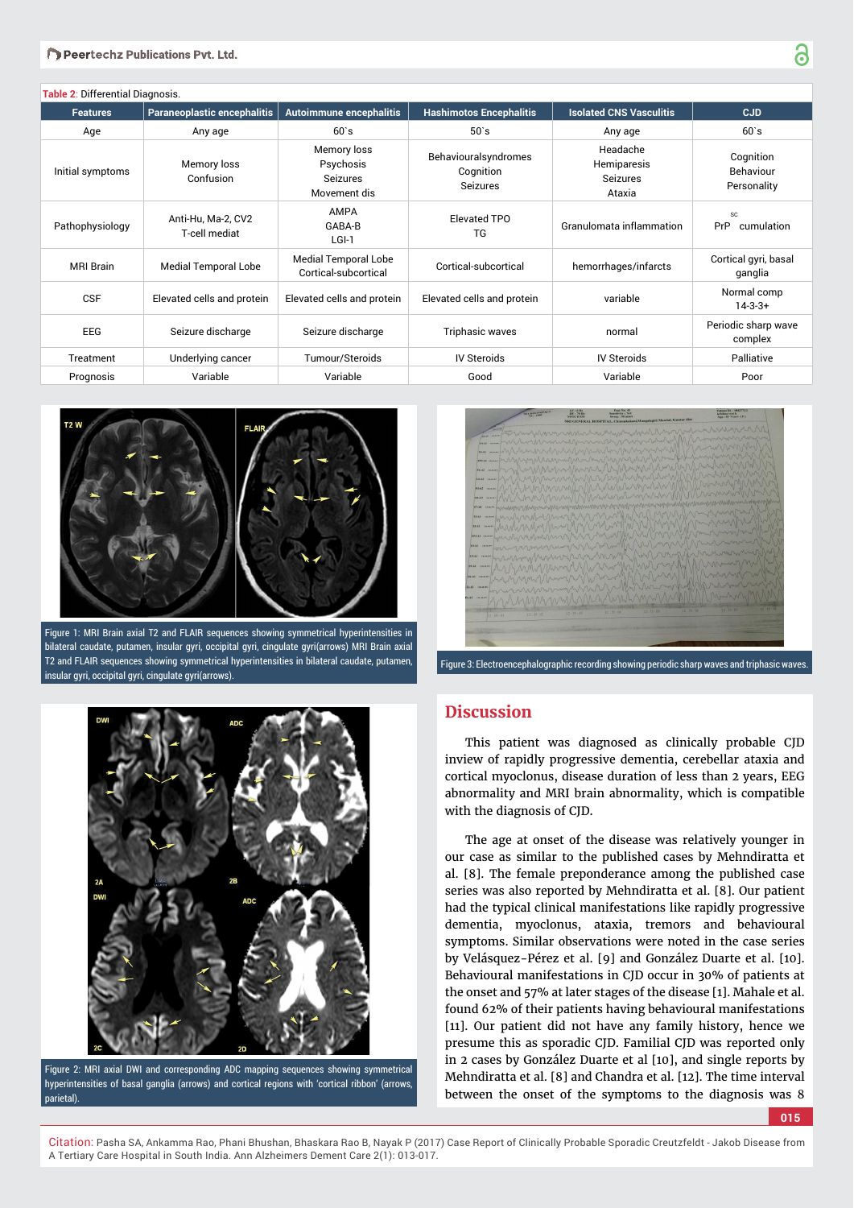Table 2: Differential Diagnosis.

| Features | Paraneoplastic encephalitis | Autoimmune encephalitis | Hashimotos Encephalitis | Isolated CNS Vasculitis | CJD |
|---|---|---|---|---|---|
| Age | Any age | 60`s | 50`s | Any age | 60`s |
| Initial symptoms | Memory loss<br>Confusion | Memory loss<br>Psychosis<br>Seizures<br>Movement dis | Behaviouralsyndromes<br>Cognition<br>Seizures | Headache<br>Hemiparesis<br>Seizures<br>Ataxia | Cognition<br>Behaviour<br>Personality |
| Pathophysiology | Anti-Hu, Ma-2, CV2<br>T-cell mediat | AMPA<br>GABA-B<br>LGI-1 | Elevated TPO<br>TG | Granulomata inflammation | PrP$^{sc}$ cumulation |
| MRI Brain | Medial Temporal Lobe | Medial Temporal Lobe<br>Cortical-subcortical | Cortical-subcortical | hemorrhages/infarcts | Cortical gyri, basal ganglia |
| CSF | Elevated cells and protein | Elevated cells and protein | Elevated cells and protein | variable | Normal comp<br>14-3-3+ |
| EEG | Seizure discharge | Seizure discharge | Triphasic waves | normal | Periodic sharp wave complex |
| Treatment | Underlying cancer | Tumour/Steroids | IV Steroids | IV Steroids | Palliative |
| Prognosis | Variable | Variable | Good | Variable | Poor |

Figure 1: MRI Brain axial T2 and FLAIR sequences showing symmetrical hyperintensities in bilateral caudate, putamen, insular gyri, occipital gyri, cingulate gyri(arrows) MRI Brain axial T2 and FLAIR sequences showing symmetrical hyperintensities in bilateral caudate, putamen, insular gyri, occipital gyri, cingulate gyri(arrows).

Figure 2: MRI axial DWI and corresponding ADC mapping sequences showing symmetrical hyperintensities of basal ganglia (arrows) and cortical regions with 'cortical ribbon' (arrows, parietal).

Figure 3: Electroencephalographic recording showing periodic sharp waves and triphasic waves.

## Discussion

This patient was diagnosed as clinically probable CJD inview of rapidly progressive dementia, cerebellar ataxia and cortical myoclonus, disease duration of less than 2 years, EEG abnormality and MRI brain abnormality, which is compatible with the diagnosis of CJD.

The age at onset of the disease was relatively younger in our case as similar to the published cases by Mehndiratta et al. [8]. The female preponderance among the published case series was also reported by Mehndiratta et al. [8]. Our patient had the typical clinical manifestations like rapidly progressive dementia, myoclonus, ataxia, tremors and behavioural symptoms. Similar observations were noted in the case series by Velásquez-Pérez et al. [9] and González Duarte et al. [10]. Behavioural manifestations in CJD occur in 30% of patients at the onset and 57% at later stages of the disease [1]. Mahale et al. found 62% of their patients having behavioural manifestations [11]. Our patient did not have any family history, hence we presume this as sporadic CJD. Familial CJD was reported only in 2 cases by González Duarte et al [10], and single reports by Mehndiratta et al. [8] and Chandra et al. [12]. The time interval between the onset of the symptoms to the diagnosis was 8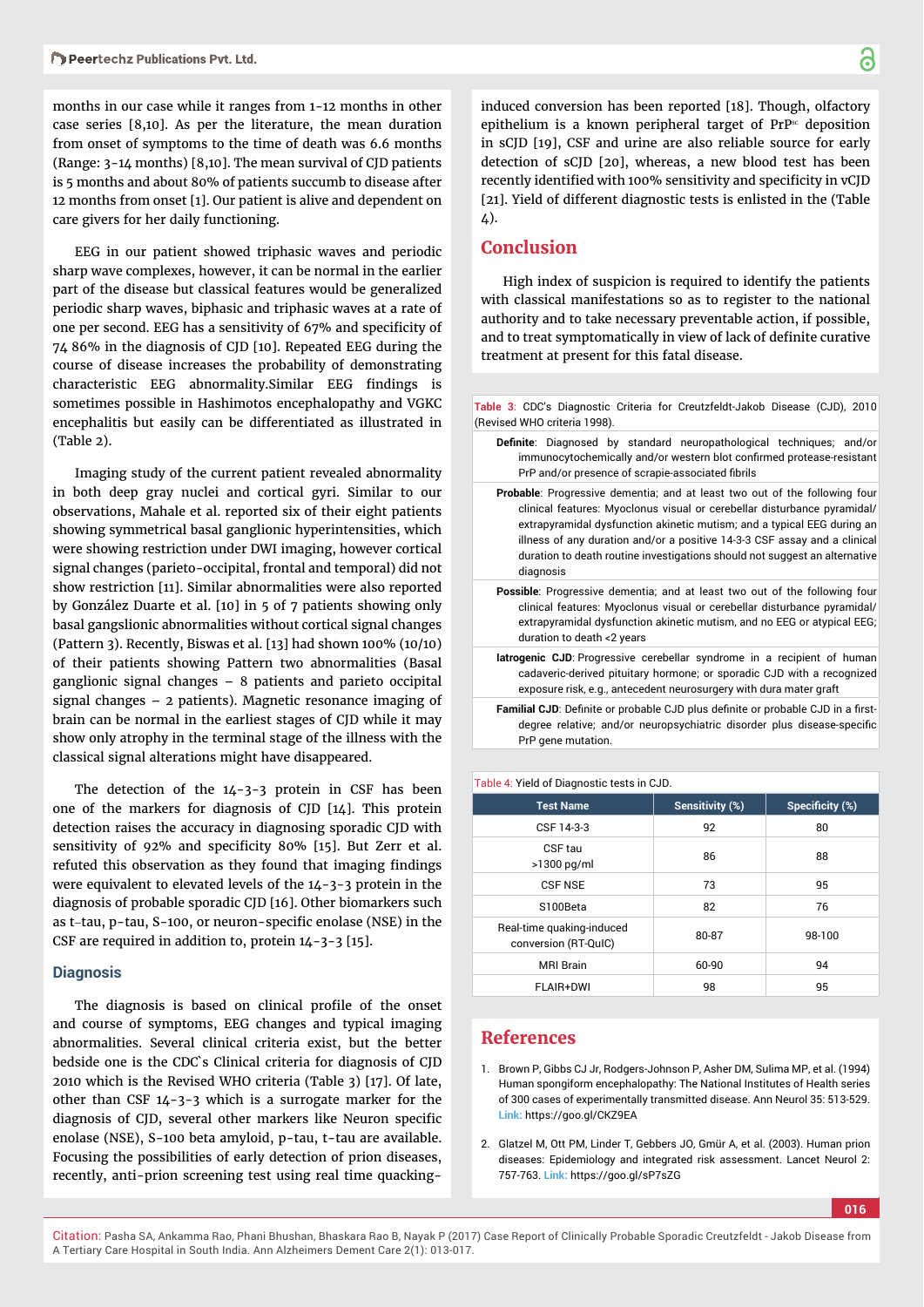months in our case while it ranges from 1-12 months in other case series [8,10]. As per the literature, the mean duration from onset of symptoms to the time of death was 6.6 months (Range: 3-14 months) [8,10]. The mean survival of CJD patients is 5 months and about 80% of patients succumb to disease after 12 months from onset [1]. Our patient is alive and dependent on care givers for her daily functioning.

EEG in our patient showed triphasic waves and periodic sharp wave complexes, however, it can be normal in the earlier part of the disease but classical features would be generalized periodic sharp waves, biphasic and triphasic waves at a rate of one per second. EEG has a sensitivity of 67% and specificity of 74 86% in the diagnosis of CJD [10]. Repeated EEG during the course of disease increases the probability of demonstrating characteristic EEG abnormality.Similar EEG findings is sometimes possible in Hashimotos encephalopathy and VGKC encephalitis but easily can be differentiated as illustrated in (Table 2).

Imaging study of the current patient revealed abnormality in both deep gray nuclei and cortical gyri. Similar to our observations, Mahale et al. reported six of their eight patients showing symmetrical basal ganglionic hyperintensities, which were showing restriction under DWI imaging, however cortical signal changes (parieto-occipital, frontal and temporal) did not show restriction [11]. Similar abnormalities were also reported by González Duarte et al. [10] in 5 of 7 patients showing only basal gangslionic abnormalities without cortical signal changes (Pattern 3). Recently, Biswas et al. [13] had shown 100% (10/10) of their patients showing Pattern two abnormalities (Basal ganglionic signal changes – 8 patients and parieto occipital signal changes – 2 patients). Magnetic resonance imaging of brain can be normal in the earliest stages of CJD while it may show only atrophy in the terminal stage of the illness with the classical signal alterations might have disappeared.

The detection of the 14-3-3 protein in CSF has been one of the markers for diagnosis of CJD [14]. This protein detection raises the accuracy in diagnosing sporadic CJD with sensitivity of 92% and specificity 80% [15]. But Zerr et al. refuted this observation as they found that imaging findings were equivalent to elevated levels of the 14-3-3 protein in the diagnosis of probable sporadic CJD [16]. Other biomarkers such as t–tau, p-tau, S-100, or neuron-specific enolase (NSE) in the CSF are required in addition to, protein 14-3-3 [15].

## Diagnosis

The diagnosis is based on clinical profile of the onset and course of symptoms, EEG changes and typical imaging abnormalities. Several clinical criteria exist, but the better bedside one is the CDC`s Clinical criteria for diagnosis of CJD 2010 which is the Revised WHO criteria (Table 3) [17]. Of late, other than CSF 14-3-3 which is a surrogate marker for the diagnosis of CJD, several other markers like Neuron specific enolase (NSE), S-100 beta amyloid, p-tau, t-tau are available. Focusing the possibilities of early detection of prion diseases, recently, anti-prion screening test using real time quacking-induced conversion has been reported [18]. Though, olfactory epithelium is a known peripheral target of $PrP^{sc}$ deposition in sCJD [19], CSF and urine are also reliable source for early detection of sCJD [20], whereas, a new blood test has been recently identified with 100% sensitivity and specificity in vCJD [21]. Yield of different diagnostic tests is enlisted in the (Table 4).

## Conclusion

High index of suspicion is required to identify the patients with classical manifestations so as to register to the national authority and to take necessary preventable action, if possible, and to treat symptomatically in view of lack of definite curative treatment at present for this fatal disease.

Table 3: CDC's Diagnostic Criteria for Creutzfeldt-Jakob Disease (CJD), 2010 (Revised WHO criteria 1998).

**Definite**: Diagnosed by standard neuropathological techniques; and/or immunocytochemically and/or western blot confirmed protease-resistant PrP and/or presence of scrapie-associated fibrils

**Probable**: Progressive dementia; and at least two out of the following four clinical features: Myoclonus visual or cerebellar disturbance pyramidal/extrapyramidal dysfunction akinetic mutism; and a typical EEG during an illness of any duration and/or a positive 14-3-3 CSF assay and a clinical duration to death routine investigations should not suggest an alternative diagnosis

**Possible**: Progressive dementia; and at least two out of the following four clinical features: Myoclonus visual or cerebellar disturbance pyramidal/extrapyramidal dysfunction akinetic mutism, and no EEG or atypical EEG; duration to death <2 years

**Iatrogenic CJD**: Progressive cerebellar syndrome in a recipient of human cadaveric-derived pituitary hormone; or sporadic CJD with a recognized exposure risk, e.g., antecedent neurosurgery with dura mater graft

**Familial CJD**: Definite or probable CJD plus definite or probable CJD in a first-degree relative; and/or neuropsychiatric disorder plus disease-specific PrP gene mutation.

Table 4: Yield of Diagnostic tests in CJD.

| Test Name | Sensitivity (%) | Specificity (%) |
|---|---|---|
| CSF 14-3-3 | 92 | 80 |
| CSF tau >1300 pg/ml | 86 | 88 |
| CSF NSE | 73 | 95 |
| S100Beta | 82 | 76 |
| Real-time quaking-induced conversion (RT-QuIC) | 80-87 | 98-100 |
| MRI Brain | 60-90 | 94 |
| FLAIR+DWI | 98 | 95 |

## References

1. Brown P, Gibbs CJ Jr, Rodgers-Johnson P, Asher DM, Sulima MP, et al. (1994) Human spongiform encephalopathy: The National Institutes of Health series of 300 cases of experimentally transmitted disease. Ann Neurol 35: 513-529. Link: https://goo.gl/CKZ9EA

2. Glatzel M, Ott PM, Linder T, Gebbers JO, Gmür A, et al. (2003). Human prion diseases: Epidemiology and integrated risk assessment. Lancet Neurol 2: 757-763. Link: https://goo.gl/sP7sZG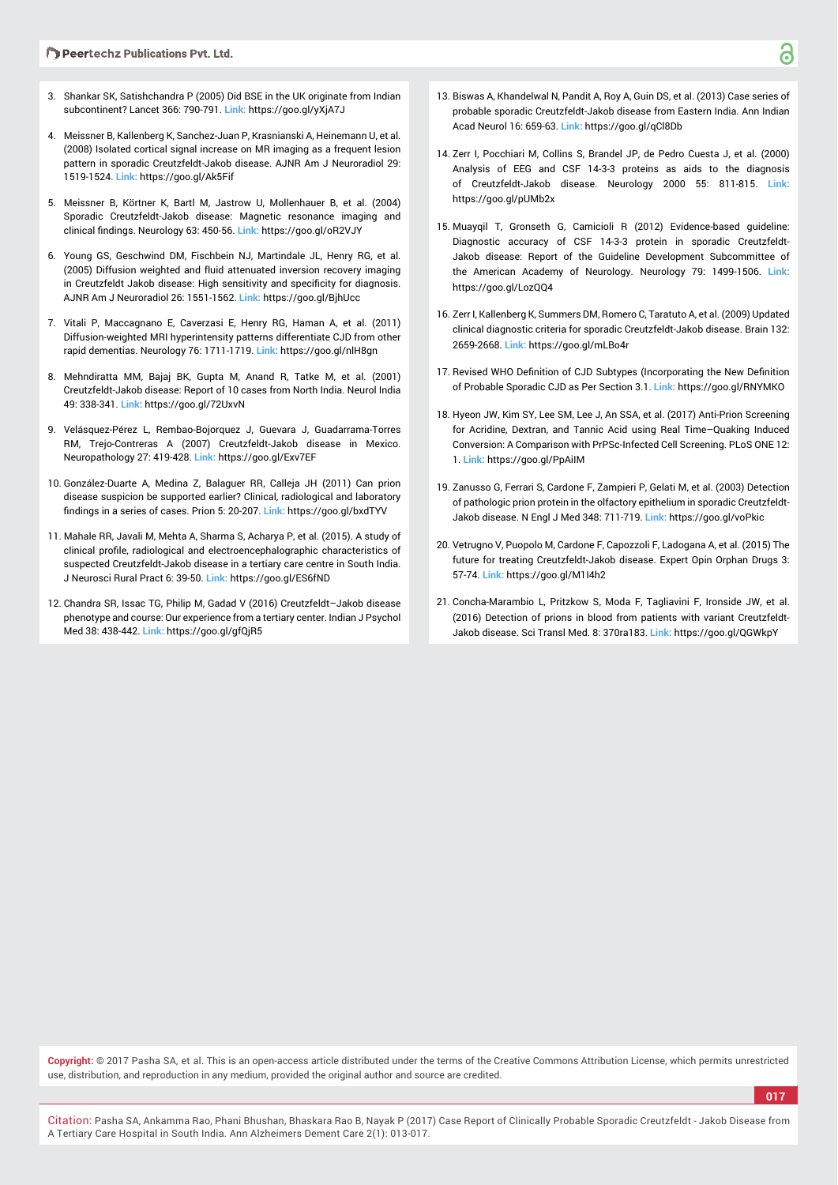3. Shankar SK, Satishchandra P (2005) Did BSE in the UK originate from Indian subcontinent? Lancet 366: 790-791. Link: https://goo.gl/yXjA7J

4. Meissner B, Kallenberg K, Sanchez-Juan P, Krasnianski A, Heinemann U, et al. (2008) Isolated cortical signal increase on MR imaging as a frequent lesion pattern in sporadic Creutzfeldt-Jakob disease. AJNR Am J Neuroradiol 29: 1519-1524. Link: https://goo.gl/Ak5Fif

5. Meissner B, Körtner K, Bartl M, Jastrow U, Mollenhauer B, et al. (2004) Sporadic Creutzfeldt-Jakob disease: Magnetic resonance imaging and clinical findings. Neurology 63: 450-56. Link: https://goo.gl/oR2VJY

6. Young GS, Geschwind DM, Fischbein NJ, Martindale JL, Henry RG, et al. (2005) Diffusion weighted and fluid attenuated inversion recovery imaging in Creutzfeldt Jakob disease: High sensitivity and specificity for diagnosis. AJNR Am J Neuroradiol 26: 1551-1562. Link: https://goo.gl/BjhUcc

7. Vitali P, Maccagnano E, Caverzasi E, Henry RG, Haman A, et al. (2011) Diffusion-weighted MRI hyperintensity patterns differentiate CJD from other rapid dementias. Neurology 76: 1711-1719. Link: https://goo.gl/nlH8gn

8. Mehndiratta MM, Bajaj BK, Gupta M, Anand R, Tatke M, et al. (2001) Creutzfeldt-Jakob disease: Report of 10 cases from North India. Neurol India 49: 338-341. Link: https://goo.gl/72UxvN

9. Velásquez-Pérez L, Rembao-Bojorquez J, Guevara J, Guadarrama-Torres RM, Trejo-Contreras A (2007) Creutzfeldt-Jakob disease in Mexico. Neuropathology 27: 419-428. Link: https://goo.gl/Exv7EF

10. González-Duarte A, Medina Z, Balaguer RR, Calleja JH (2011) Can prion disease suspicion be supported earlier? Clinical, radiological and laboratory findings in a series of cases. Prion 5: 20-207. Link: https://goo.gl/bxdTYV

11. Mahale RR, Javali M, Mehta A, Sharma S, Acharya P, et al. (2015). A study of clinical profile, radiological and electroencephalographic characteristics of suspected Creutzfeldt-Jakob disease in a tertiary care centre in South India. J Neurosci Rural Pract 6: 39-50. Link: https://goo.gl/ES6fND

12. Chandra SR, Issac TG, Philip M, Gadad V (2016) Creutzfeldt–Jakob disease phenotype and course: Our experience from a tertiary center. Indian J Psychol Med 38: 438-442. Link: https://goo.gl/gfQjR5

13. Biswas A, Khandelwal N, Pandit A, Roy A, Guin DS, et al. (2013) Case series of probable sporadic Creutzfeldt-Jakob disease from Eastern India. Ann Indian Acad Neurol 16: 659-63. Link: https://goo.gl/qCl8Db

14. Zerr I, Pocchiari M, Collins S, Brandel JP, de Pedro Cuesta J, et al. (2000) Analysis of EEG and CSF 14-3-3 proteins as aids to the diagnosis of Creutzfeldt-Jakob disease. Neurology 2000 55: 811-815. Link: https://goo.gl/pUMb2x

15. Muayqil T, Gronseth G, Camicioli R (2012) Evidence-based guideline: Diagnostic accuracy of CSF 14-3-3 protein in sporadic Creutzfeldt-Jakob disease: Report of the Guideline Development Subcommittee of the American Academy of Neurology. Neurology 79: 1499-1506. Link: https://goo.gl/LozQQ4

16. Zerr I, Kallenberg K, Summers DM, Romero C, Taratuto A, et al. (2009) Updated clinical diagnostic criteria for sporadic Creutzfeldt-Jakob disease. Brain 132: 2659-2668. Link: https://goo.gl/mLBo4r

17. Revised WHO Definition of CJD Subtypes (Incorporating the New Definition of Probable Sporadic CJD as Per Section 3.1. Link: https://goo.gl/RNYMKO

18. Hyeon JW, Kim SY, Lee SM, Lee J, An SSA, et al. (2017) Anti-Prion Screening for Acridine, Dextran, and Tannic Acid using Real Time–Quaking Induced Conversion: A Comparison with PrPSc-Infected Cell Screening. PLoS ONE 12: 1. Link: https://goo.gl/PpAiIM

19. Zanusso G, Ferrari S, Cardone F, Zampieri P, Gelati M, et al. (2003) Detection of pathologic prion protein in the olfactory epithelium in sporadic Creutzfeldt-Jakob disease. N Engl J Med 348: 711-719. Link: https://goo.gl/voPkic

20. Vetrugno V, Puopolo M, Cardone F, Capozzoli F, Ladogana A, et al. (2015) The future for treating Creutzfeldt-Jakob disease. Expert Opin Orphan Drugs 3: 57-74. Link: https://goo.gl/M1I4h2

21. Concha-Marambio L, Pritzkow S, Moda F, Tagliavini F, Ironside JW, et al. (2016) Detection of prions in blood from patients with variant Creutzfeldt-Jakob disease. Sci Transl Med. 8: 370ra183. Link: https://goo.gl/QGWkpY

**Copyright:** © 2017 Pasha SA, et al. This is an open-access article distributed under the terms of the Creative Commons Attribution License, which permits unrestricted use, distribution, and reproduction in any medium, provided the original author and source are credited.